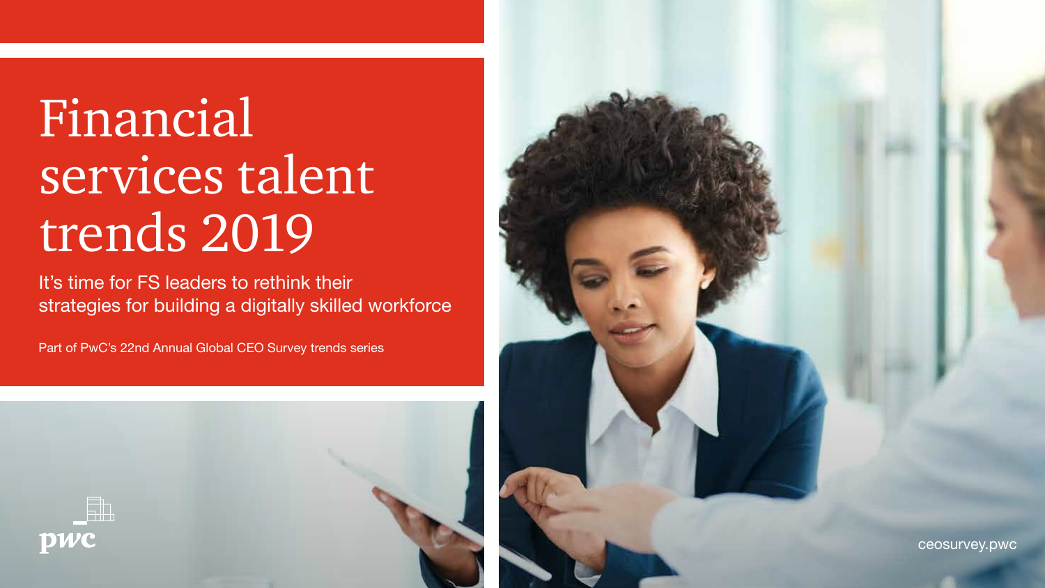# Financial services talent trends 2019

It's time for FS leaders to rethink their strategies for building a digitally skilled workforce

Part of PwC's 22nd Annual Global CEO Survey trends series

pwc

ceosurvey.pwc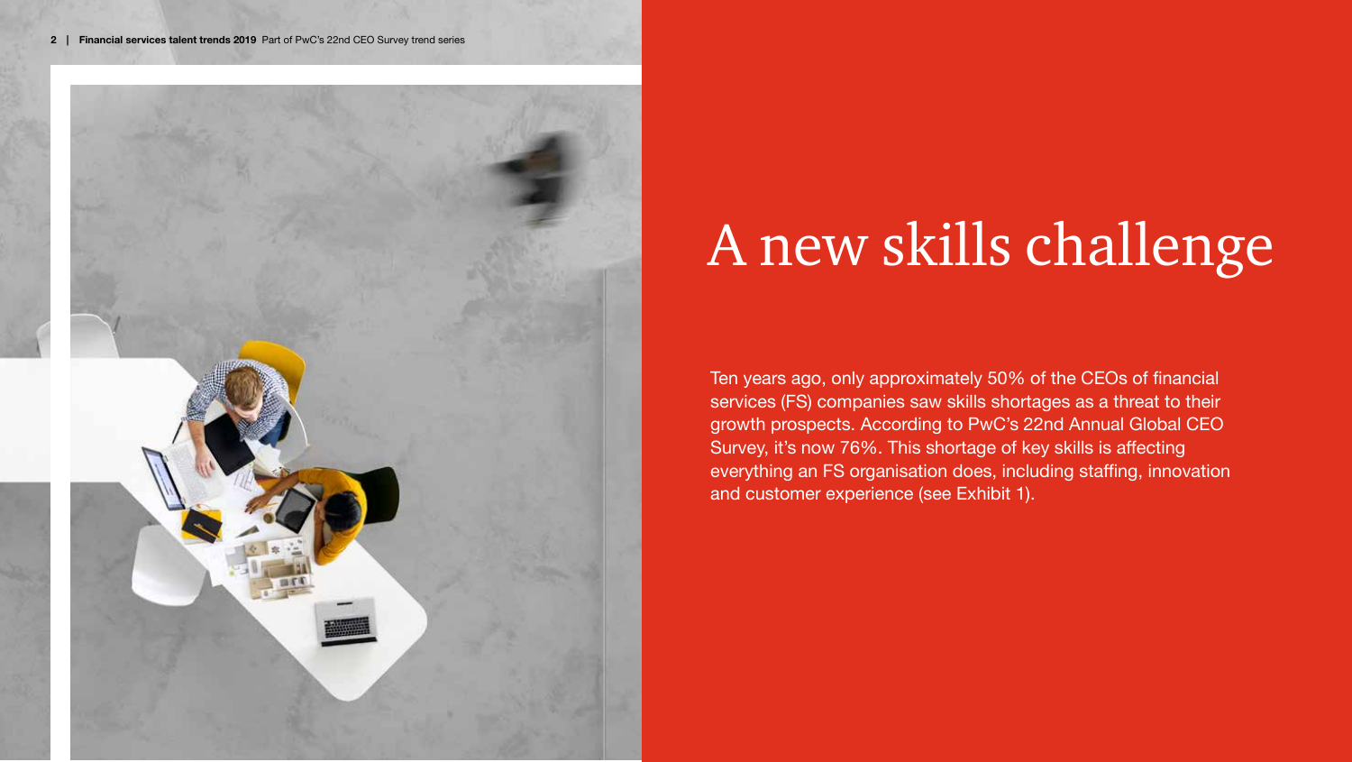# A new skills challenge

Ten years ago, only approximately 50% of the CEOs of financial services (FS) companies saw skills shortages as a threat to their growth prospects. According to PwC's 22nd Annual Global CEO Survey, it's now 76%. This shortage of key skills is affecting everything an FS organisation does, including staffing, innovation and customer experience (see Exhibit 1).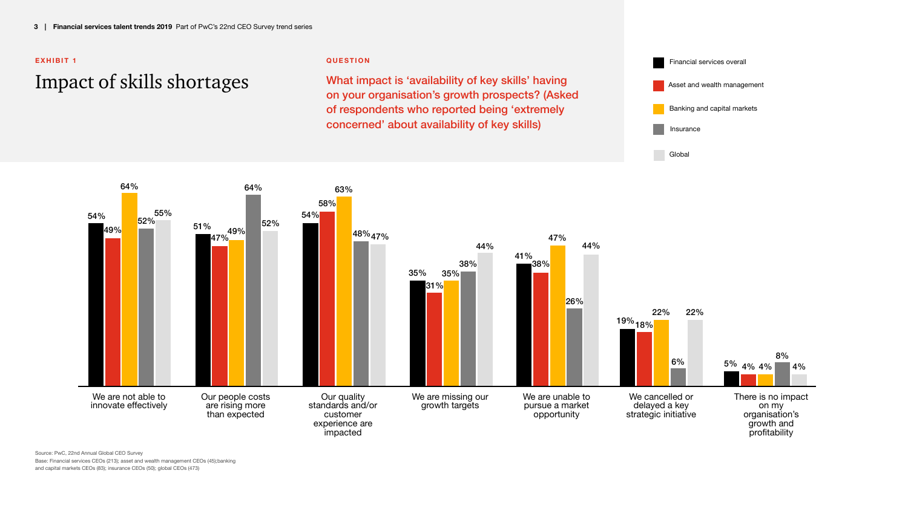EXHIBIT 1

# Impact of skills shortages

QUESTION

**What impact is 'availability of key skills' having on your organisation's growth prospects? (Asked of respondents who reported being 'extremely concerned' about availability of key skills)**

Financial services overall
Asset and wealth management
Banking and capital markets
Insurance
Global

We are not able to innovate effectively
54% 49% 64% 52% 55%

Our people costs are rising more than expected
51% 47% 49% 64% 52%

Our quality standards and/or customer experience are impacted
54% 58% 63% 48% 47%

We are missing our growth targets
35% 31% 35% 38% 44%

We are unable to pursue a market opportunity
41% 38% 47% 26% 44%

We cancelled or delayed a key strategic initiative
19% 18% 22% 6% 22%

There is no impact on my organisation's growth and profitability
5% 4% 4% 8% 4%

Source: PwC, 22nd Annual Global CEO Survey
Base: Financial services CEOs (213); asset and wealth management CEOs (45);banking and capital markets CEOs (83); insurance CEOs (50); global CEOs (473)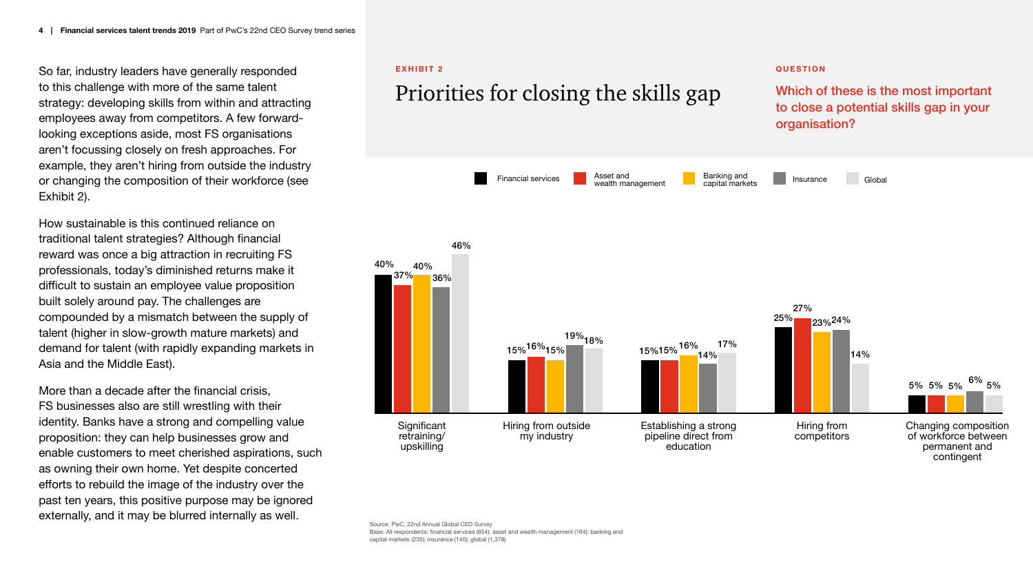So far, industry leaders have generally responded to this challenge with more of the same talent strategy: developing skills from within and attracting employees away from competitors. A few forward-looking exceptions aside, most FS organisations aren't focussing closely on fresh approaches. For example, they aren't hiring from outside the industry or changing the composition of their workforce (see Exhibit 2).

How sustainable is this continued reliance on traditional talent strategies? Although financial reward was once a big attraction in recruiting FS professionals, today's diminished returns make it difficult to sustain an employee value proposition built solely around pay. The challenges are compounded by a mismatch between the supply of talent (higher in slow-growth mature markets) and demand for talent (with rapidly expanding markets in Asia and the Middle East).

More than a decade after the financial crisis, FS businesses also are still wrestling with their identity. Banks have a strong and compelling value proposition: they can help businesses grow and enable customers to meet cherished aspirations, such as owning their own home. Yet despite concerted efforts to rebuild the image of the industry over the past ten years, this positive purpose may be ignored externally, and it may be blurred internally as well.

**EXHIBIT 2**

## Priorities for closing the skills gap

**QUESTION**

**Which of these is the most important to close a potential skills gap in your organisation?**

Financial services
Asset and wealth management
Banking and capital markets
Insurance
Global

Significant retraining/upskilling
40% 37% 40% 36% 46%

Hiring from outside my industry
15% 16% 15% 19% 18%

Establishing a strong pipeline direct from education
15% 15% 16% 14% 17%

Hiring from competitors
25% 27% 23% 24% 14%

Changing composition of workforce between permanent and contingent
5% 5% 5% 6% 5%

Source: PwC, 22nd Annual Global CEO Survey
Base: All respondents: financial services (654); asset and wealth management (164); banking and capital markets (235); insurance (140); global (1,378)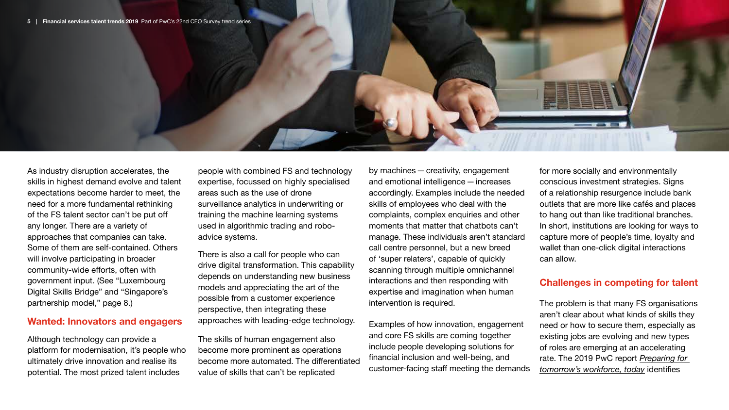As industry disruption accelerates, the skills in highest demand evolve and talent expectations become harder to meet, the need for a more fundamental rethinking of the FS talent sector can't be put off any longer. There are a variety of approaches that companies can take. Some of them are self-contained. Others will involve participating in broader community-wide efforts, often with government input. (See "Luxembourg Digital Skills Bridge" and "Singapore's partnership model," page 8.)

## Wanted: Innovators and engagers

Although technology can provide a platform for modernisation, it's people who ultimately drive innovation and realise its potential. The most prized talent includes people with combined FS and technology expertise, focussed on highly specialised areas such as the use of drone surveillance analytics in underwriting or training the machine learning systems used in algorithmic trading and robo-advice systems.

There is also a call for people who can drive digital transformation. This capability depends on understanding new business models and appreciating the art of the possible from a customer experience perspective, then integrating these approaches with leading-edge technology.

The skills of human engagement also become more prominent as operations become more automated. The differentiated value of skills that can't be replicated by machines — creativity, engagement and emotional intelligence — increases accordingly. Examples include the needed skills of employees who deal with the complaints, complex enquiries and other moments that matter that chatbots can't manage. These individuals aren't standard call centre personnel, but a new breed of 'super relaters', capable of quickly scanning through multiple omnichannel interactions and then responding with expertise and imagination when human intervention is required.

Examples of how innovation, engagement and core FS skills are coming together include people developing solutions for financial inclusion and well-being, and customer-facing staff meeting the demands for more socially and environmentally conscious investment strategies. Signs of a relationship resurgence include bank outlets that are more like cafés and places to hang out than like traditional branches. In short, institutions are looking for ways to capture more of people's time, loyalty and wallet than one-click digital interactions can allow.

## Challenges in competing for talent

The problem is that many FS organisations aren't clear about what kinds of skills they need or how to secure them, especially as existing jobs are evolving and new types of roles are emerging at an accelerating rate. The 2019 PwC report *Preparing for tomorrow's workforce, today* identifies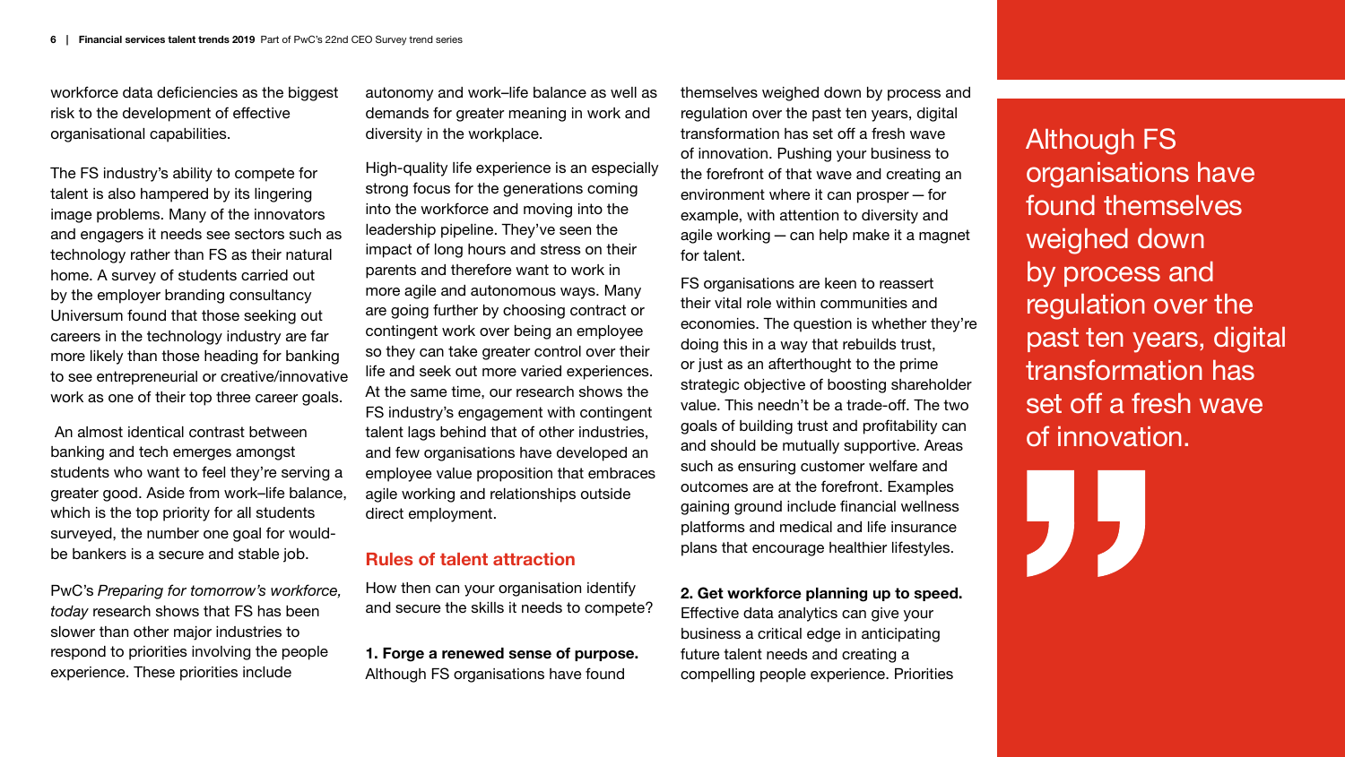workforce data deficiencies as the biggest risk to the development of effective organisational capabilities.

The FS industry's ability to compete for talent is also hampered by its lingering image problems. Many of the innovators and engagers it needs see sectors such as technology rather than FS as their natural home. A survey of students carried out by the employer branding consultancy Universum found that those seeking out careers in the technology industry are far more likely than those heading for banking to see entrepreneurial or creative/innovative work as one of their top three career goals.

An almost identical contrast between banking and tech emerges amongst students who want to feel they're serving a greater good. Aside from work–life balance, which is the top priority for all students surveyed, the number one goal for would-be bankers is a secure and stable job.

PwC's *Preparing for tomorrow's workforce, today* research shows that FS has been slower than other major industries to respond to priorities involving the people experience. These priorities include autonomy and work–life balance as well as demands for greater meaning in work and diversity in the workplace.

High-quality life experience is an especially strong focus for the generations coming into the workforce and moving into the leadership pipeline. They've seen the impact of long hours and stress on their parents and therefore want to work in more agile and autonomous ways. Many are going further by choosing contract or contingent work over being an employee so they can take greater control over their life and seek out more varied experiences. At the same time, our research shows the FS industry's engagement with contingent talent lags behind that of other industries, and few organisations have developed an employee value proposition that embraces agile working and relationships outside direct employment.

## Rules of talent attraction

How then can your organisation identify and secure the skills it needs to compete?

**1. Forge a renewed sense of purpose.** Although FS organisations have found themselves weighed down by process and regulation over the past ten years, digital transformation has set off a fresh wave of innovation. Pushing your business to the forefront of that wave and creating an environment where it can prosper — for example, with attention to diversity and agile working — can help make it a magnet for talent.

FS organisations are keen to reassert their vital role within communities and economies. The question is whether they're doing this in a way that rebuilds trust, or just as an afterthought to the prime strategic objective of boosting shareholder value. This needn't be a trade-off. The two goals of building trust and profitability can and should be mutually supportive. Areas such as ensuring customer welfare and outcomes are at the forefront. Examples gaining ground include financial wellness platforms and medical and life insurance plans that encourage healthier lifestyles.

**2. Get workforce planning up to speed.** Effective data analytics can give your business a critical edge in anticipating future talent needs and creating a compelling people experience. Priorities

> Although FS organisations have found themselves weighed down by process and regulation over the past ten years, digital transformation has set off a fresh wave of innovation.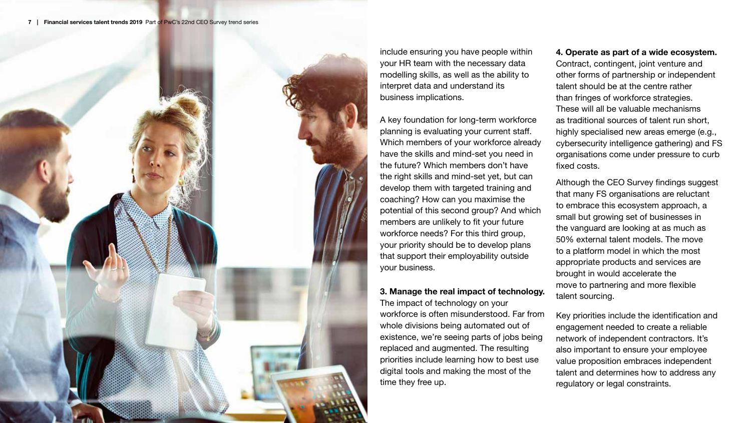include ensuring you have people within your HR team with the necessary data modelling skills, as well as the ability to interpret data and understand its business implications.

A key foundation for long-term workforce planning is evaluating your current staff. Which members of your workforce already have the skills and mind-set you need in the future? Which members don't have the right skills and mind-set yet, but can develop them with targeted training and coaching? How can you maximise the potential of this second group? And which members are unlikely to fit your future workforce needs? For this third group, your priority should be to develop plans that support their employability outside your business.

**3. Manage the real impact of technology.** The impact of technology on your workforce is often misunderstood. Far from whole divisions being automated out of existence, we're seeing parts of jobs being replaced and augmented. The resulting priorities include learning how to best use digital tools and making the most of the time they free up.

**4. Operate as part of a wide ecosystem.** Contract, contingent, joint venture and other forms of partnership or independent talent should be at the centre rather than fringes of workforce strategies. These will all be valuable mechanisms as traditional sources of talent run short, highly specialised new areas emerge (e.g., cybersecurity intelligence gathering) and FS organisations come under pressure to curb fixed costs.

Although the CEO Survey findings suggest that many FS organisations are reluctant to embrace this ecosystem approach, a small but growing set of businesses in the vanguard are looking at as much as 50% external talent models. The move to a platform model in which the most appropriate products and services are brought in would accelerate the move to partnering and more flexible talent sourcing.

Key priorities include the identification and engagement needed to create a reliable network of independent contractors. It's also important to ensure your employee value proposition embraces independent talent and determines how to address any regulatory or legal constraints.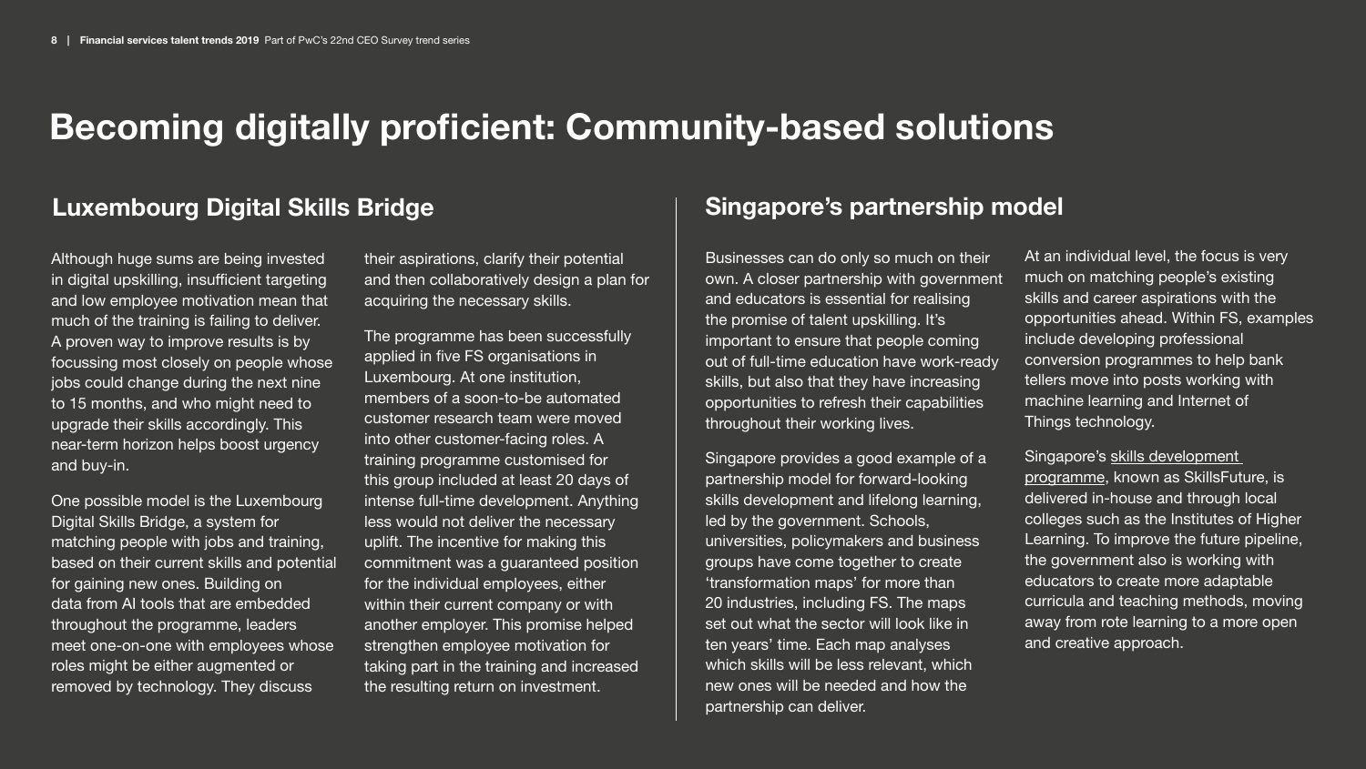# Becoming digitally proficient: Community-based solutions

## Luxembourg Digital Skills Bridge

Although huge sums are being invested in digital upskilling, insufficient targeting and low employee motivation mean that much of the training is failing to deliver. A proven way to improve results is by focussing most closely on people whose jobs could change during the next nine to 15 months, and who might need to upgrade their skills accordingly. This near-term horizon helps boost urgency and buy-in.

One possible model is the Luxembourg Digital Skills Bridge, a system for matching people with jobs and training, based on their current skills and potential for gaining new ones. Building on data from AI tools that are embedded throughout the programme, leaders meet one-on-one with employees whose roles might be either augmented or removed by technology. They discuss their aspirations, clarify their potential and then collaboratively design a plan for acquiring the necessary skills.

The programme has been successfully applied in five FS organisations in Luxembourg. At one institution, members of a soon-to-be automated customer research team were moved into other customer-facing roles. A training programme customised for this group included at least 20 days of intense full-time development. Anything less would not deliver the necessary uplift. The incentive for making this commitment was a guaranteed position for the individual employees, either within their current company or with another employer. This promise helped strengthen employee motivation for taking part in the training and increased the resulting return on investment.

## Singapore's partnership model

Businesses can do only so much on their own. A closer partnership with government and educators is essential for realising the promise of talent upskilling. It's important to ensure that people coming out of full-time education have work-ready skills, but also that they have increasing opportunities to refresh their capabilities throughout their working lives.

Singapore provides a good example of a partnership model for forward-looking skills development and lifelong learning, led by the government. Schools, universities, policymakers and business groups have come together to create 'transformation maps' for more than 20 industries, including FS. The maps set out what the sector will look like in ten years' time. Each map analyses which skills will be less relevant, which new ones will be needed and how the partnership can deliver.

At an individual level, the focus is very much on matching people's existing skills and career aspirations with the opportunities ahead. Within FS, examples include developing professional conversion programmes to help bank tellers move into posts working with machine learning and Internet of Things technology.

Singapore's skills development programme, known as SkillsFuture, is delivered in-house and through local colleges such as the Institutes of Higher Learning. To improve the future pipeline, the government also is working with educators to create more adaptable curricula and teaching methods, moving away from rote learning to a more open and creative approach.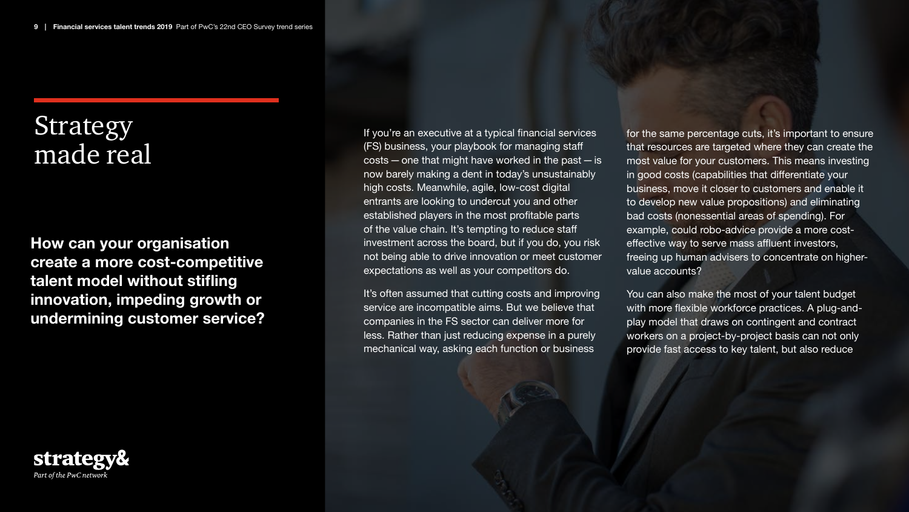# Strategy made real

**How can your organisation create a more cost-competitive talent model without stifling innovation, impeding growth or undermining customer service?**

If you're an executive at a typical financial services (FS) business, your playbook for managing staff costs — one that might have worked in the past — is now barely making a dent in today's unsustainably high costs. Meanwhile, agile, low-cost digital entrants are looking to undercut you and other established players in the most profitable parts of the value chain. It's tempting to reduce staff investment across the board, but if you do, you risk not being able to drive innovation or meet customer expectations as well as your competitors do.

It's often assumed that cutting costs and improving service are incompatible aims. But we believe that companies in the FS sector can deliver more for less. Rather than just reducing expense in a purely mechanical way, asking each function or business for the same percentage cuts, it's important to ensure that resources are targeted where they can create the most value for your customers. This means investing in good costs (capabilities that differentiate your business, move it closer to customers and enable it to develop new value propositions) and eliminating bad costs (nonessential areas of spending). For example, could robo-advice provide a more cost-effective way to serve mass affluent investors, freeing up human advisers to concentrate on higher-value accounts?

You can also make the most of your talent budget with more flexible workforce practices. A plug-and-play model that draws on contingent and contract workers on a project-by-project basis can not only provide fast access to key talent, but also reduce

strategy&

*Part of the PwC network*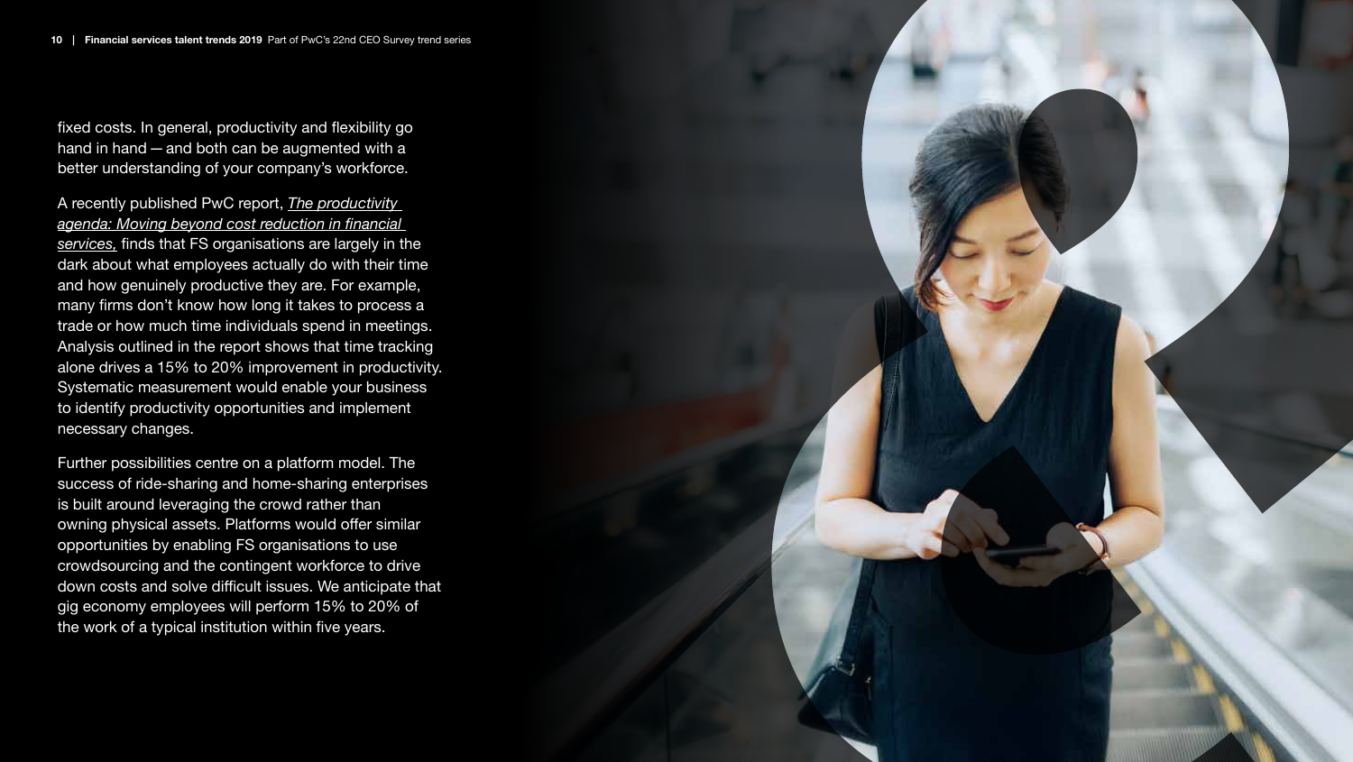fixed costs. In general, productivity and flexibility go hand in hand — and both can be augmented with a better understanding of your company's workforce.

A recently published PwC report, *The productivity agenda: Moving beyond cost reduction in financial services,* finds that FS organisations are largely in the dark about what employees actually do with their time and how genuinely productive they are. For example, many firms don't know how long it takes to process a trade or how much time individuals spend in meetings. Analysis outlined in the report shows that time tracking alone drives a 15% to 20% improvement in productivity. Systematic measurement would enable your business to identify productivity opportunities and implement necessary changes.

Further possibilities centre on a platform model. The success of ride-sharing and home-sharing enterprises is built around leveraging the crowd rather than owning physical assets. Platforms would offer similar opportunities by enabling FS organisations to use crowdsourcing and the contingent workforce to drive down costs and solve difficult issues. We anticipate that gig economy employees will perform 15% to 20% of the work of a typical institution within five years.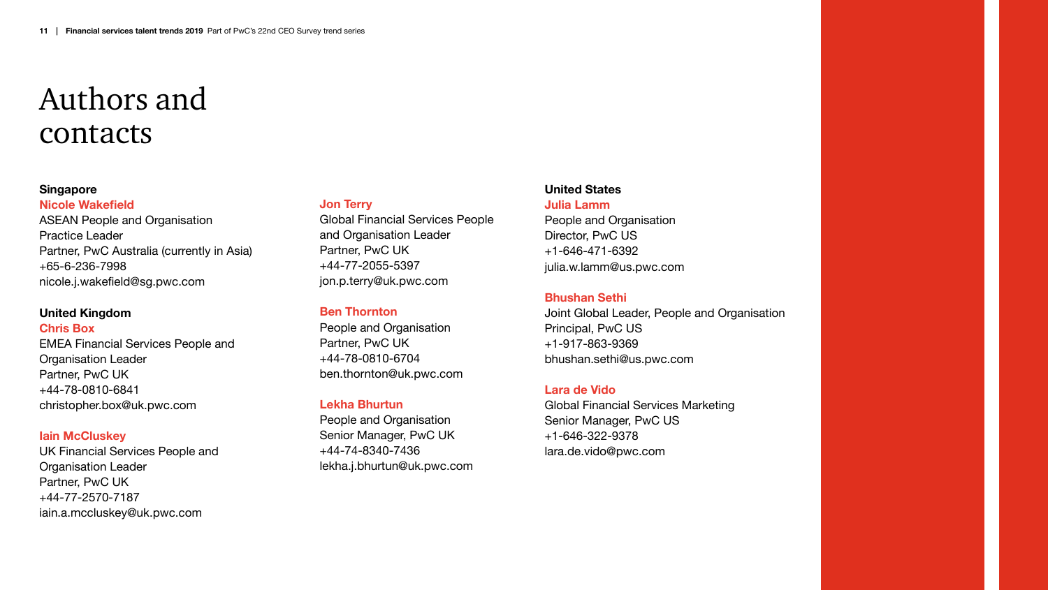# Authors and contacts

### Singapore

**Nicole Wakefield**
ASEAN People and Organisation Practice Leader
Partner, PwC Australia (currently in Asia)
+65-6-236-7998
nicole.j.wakefield@sg.pwc.com

### United Kingdom

**Chris Box**
EMEA Financial Services People and Organisation Leader
Partner, PwC UK
+44-78-0810-6841
christopher.box@uk.pwc.com

**Iain McCluskey**
UK Financial Services People and Organisation Leader
Partner, PwC UK
+44-77-2570-7187
iain.a.mccluskey@uk.pwc.com

**Jon Terry**
Global Financial Services People and Organisation Leader
Partner, PwC UK
+44-77-2055-5397
jon.p.terry@uk.pwc.com

**Ben Thornton**
People and Organisation
Partner, PwC UK
+44-78-0810-6704
ben.thornton@uk.pwc.com

**Lekha Bhurtun**
People and Organisation
Senior Manager, PwC UK
+44-74-8340-7436
lekha.j.bhurtun@uk.pwc.com

### United States

**Julia Lamm**
People and Organisation
Director, PwC US
+1-646-471-6392
julia.w.lamm@us.pwc.com

**Bhushan Sethi**
Joint Global Leader, People and Organisation
Principal, PwC US
+1-917-863-9369
bhushan.sethi@us.pwc.com

**Lara de Vido**
Global Financial Services Marketing
Senior Manager, PwC US
+1-646-322-9378
lara.de.vido@pwc.com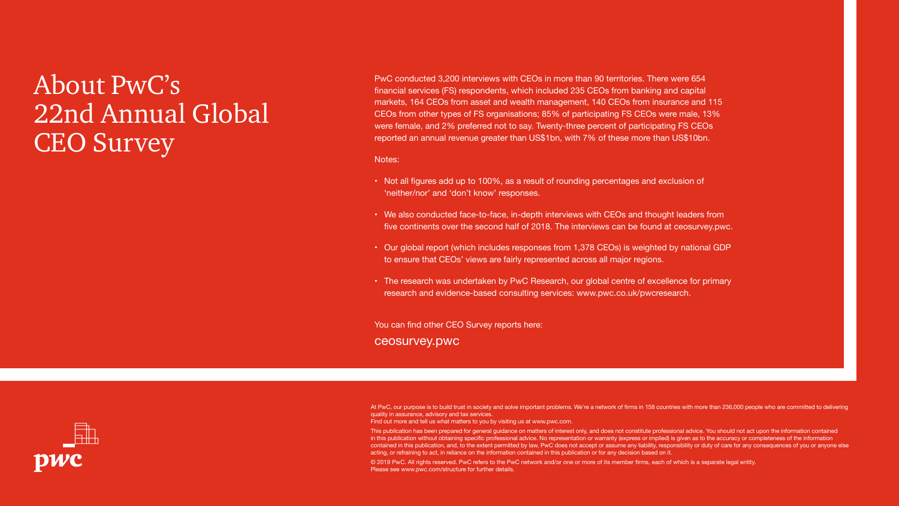# About PwC's 22nd Annual Global CEO Survey

PwC conducted 3,200 interviews with CEOs in more than 90 territories. There were 654 financial services (FS) respondents, which included 235 CEOs from banking and capital markets, 164 CEOs from asset and wealth management, 140 CEOs from insurance and 115 CEOs from other types of FS organisations; 85% of participating FS CEOs were male, 13% were female, and 2% preferred not to say. Twenty-three percent of participating FS CEOs reported an annual revenue greater than US$1bn, with 7% of these more than US$10bn.

Notes:

- Not all figures add up to 100%, as a result of rounding percentages and exclusion of 'neither/nor' and 'don't know' responses.
- We also conducted face-to-face, in-depth interviews with CEOs and thought leaders from five continents over the second half of 2018. The interviews can be found at ceosurvey.pwc.
- Our global report (which includes responses from 1,378 CEOs) is weighted by national GDP to ensure that CEOs' views are fairly represented across all major regions.
- The research was undertaken by PwC Research, our global centre of excellence for primary research and evidence-based consulting services: www.pwc.co.uk/pwcresearch.

You can find other CEO Survey reports here:

ceosurvey.pwc

pwc

At PwC, our purpose is to build trust in society and solve important problems. We're a network of firms in 158 countries with more than 236,000 people who are committed to delivering quality in assurance, advisory and tax services.
Find out more and tell us what matters to you by visiting us at www.pwc.com.

This publication has been prepared for general guidance on matters of interest only, and does not constitute professional advice. You should not act upon the information contained in this publication without obtaining specific professional advice. No representation or warranty (express or implied) is given as to the accuracy or completeness of the information contained in this publication, and, to the extent permitted by law, PwC does not accept or assume any liability, responsibility or duty of care for any consequences of you or anyone else acting, or refraining to act, in reliance on the information contained in this publication or for any decision based on it.

© 2019 PwC. All rights reserved. PwC refers to the PwC network and/or one or more of its member firms, each of which is a separate legal entity.
Please see www.pwc.com/structure for further details.